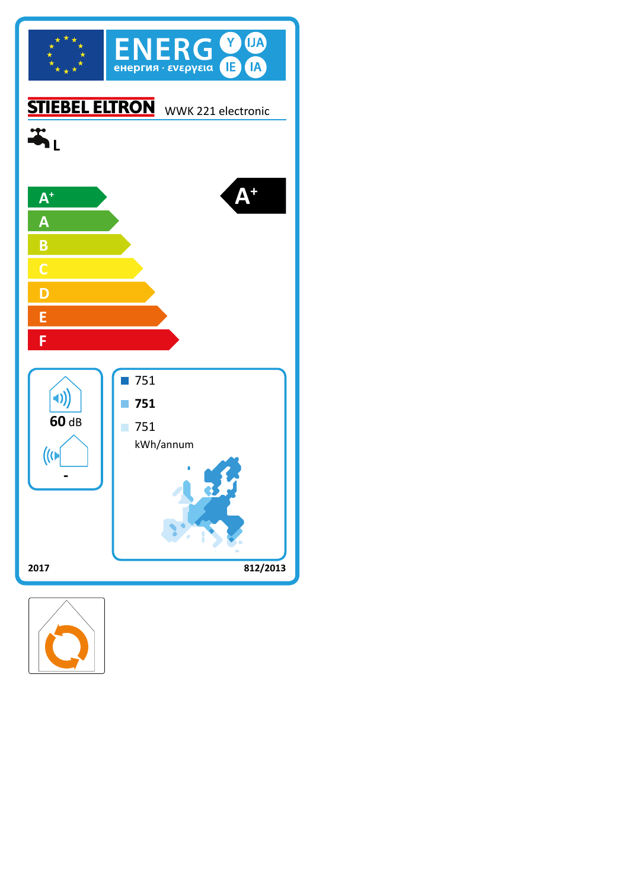# ENERG Y IJA IE IA

енергия · ενεργεια

**STIEBEL ELTRON** WWK 221 electronic

L

- A+
- A
- B
- C
- D
- E
- F

**A+**

60 dB

-

751

**751**

751

kWh/annum

2017

812/2013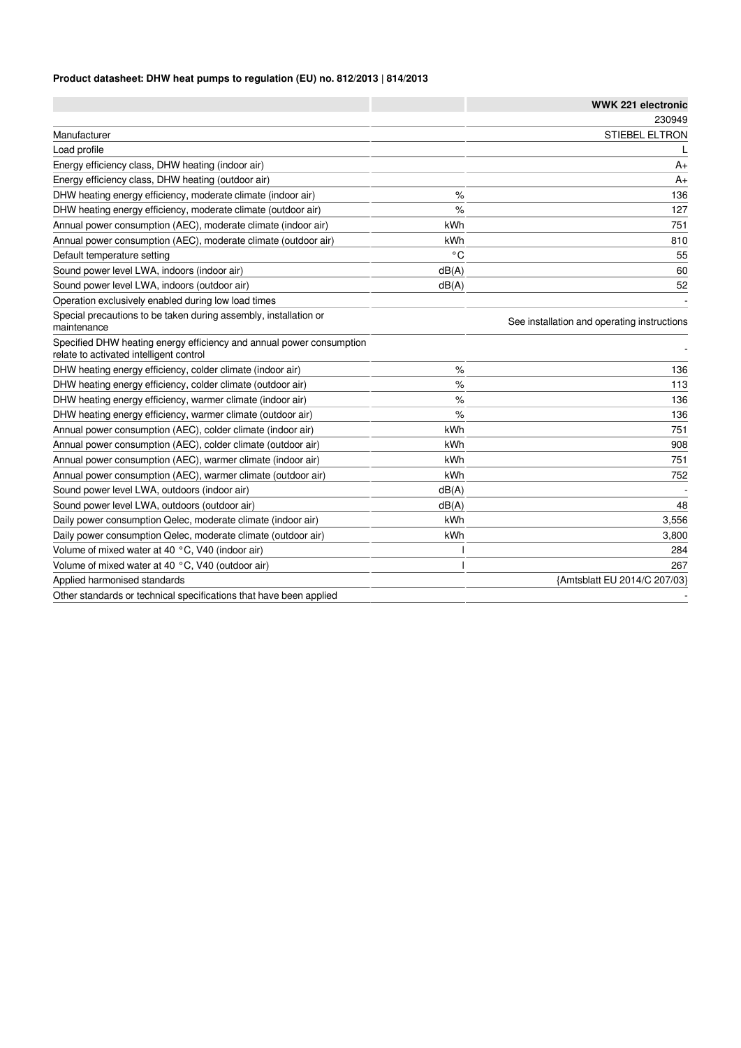**Product datasheet: DHW heat pumps to regulation (EU) no. 812/2013 | 814/2013**

| | | WWK 221 electronic |
|---|---|---|
| | | 230949 |
| Manufacturer | | STIEBEL ELTRON |
| Load profile | | L |
| Energy efficiency class, DHW heating (indoor air) | | A+ |
| Energy efficiency class, DHW heating (outdoor air) | | A+ |
| DHW heating energy efficiency, moderate climate (indoor air) | % | 136 |
| DHW heating energy efficiency, moderate climate (outdoor air) | % | 127 |
| Annual power consumption (AEC), moderate climate (indoor air) | kWh | 751 |
| Annual power consumption (AEC), moderate climate (outdoor air) | kWh | 810 |
| Default temperature setting | °C | 55 |
| Sound power level LWA, indoors (indoor air) | dB(A) | 60 |
| Sound power level LWA, indoors (outdoor air) | dB(A) | 52 |
| Operation exclusively enabled during low load times | | - |
| Special precautions to be taken during assembly, installation or maintenance | | See installation and operating instructions |
| Specified DHW heating energy efficiency and annual power consumption relate to activated intelligent control | | - |
| DHW heating energy efficiency, colder climate (indoor air) | % | 136 |
| DHW heating energy efficiency, colder climate (outdoor air) | % | 113 |
| DHW heating energy efficiency, warmer climate (indoor air) | % | 136 |
| DHW heating energy efficiency, warmer climate (outdoor air) | % | 136 |
| Annual power consumption (AEC), colder climate (indoor air) | kWh | 751 |
| Annual power consumption (AEC), colder climate (outdoor air) | kWh | 908 |
| Annual power consumption (AEC), warmer climate (indoor air) | kWh | 751 |
| Annual power consumption (AEC), warmer climate (outdoor air) | kWh | 752 |
| Sound power level LWA, outdoors (indoor air) | dB(A) | - |
| Sound power level LWA, outdoors (outdoor air) | dB(A) | 48 |
| Daily power consumption Qelec, moderate climate (indoor air) | kWh | 3,556 |
| Daily power consumption Qelec, moderate climate (outdoor air) | kWh | 3,800 |
| Volume of mixed water at 40 °C, V40 (indoor air) | l | 284 |
| Volume of mixed water at 40 °C, V40 (outdoor air) | l | 267 |
| Applied harmonised standards | | {Amtsblatt EU 2014/C 207/03} |
| Other standards or technical specifications that have been applied | | - |